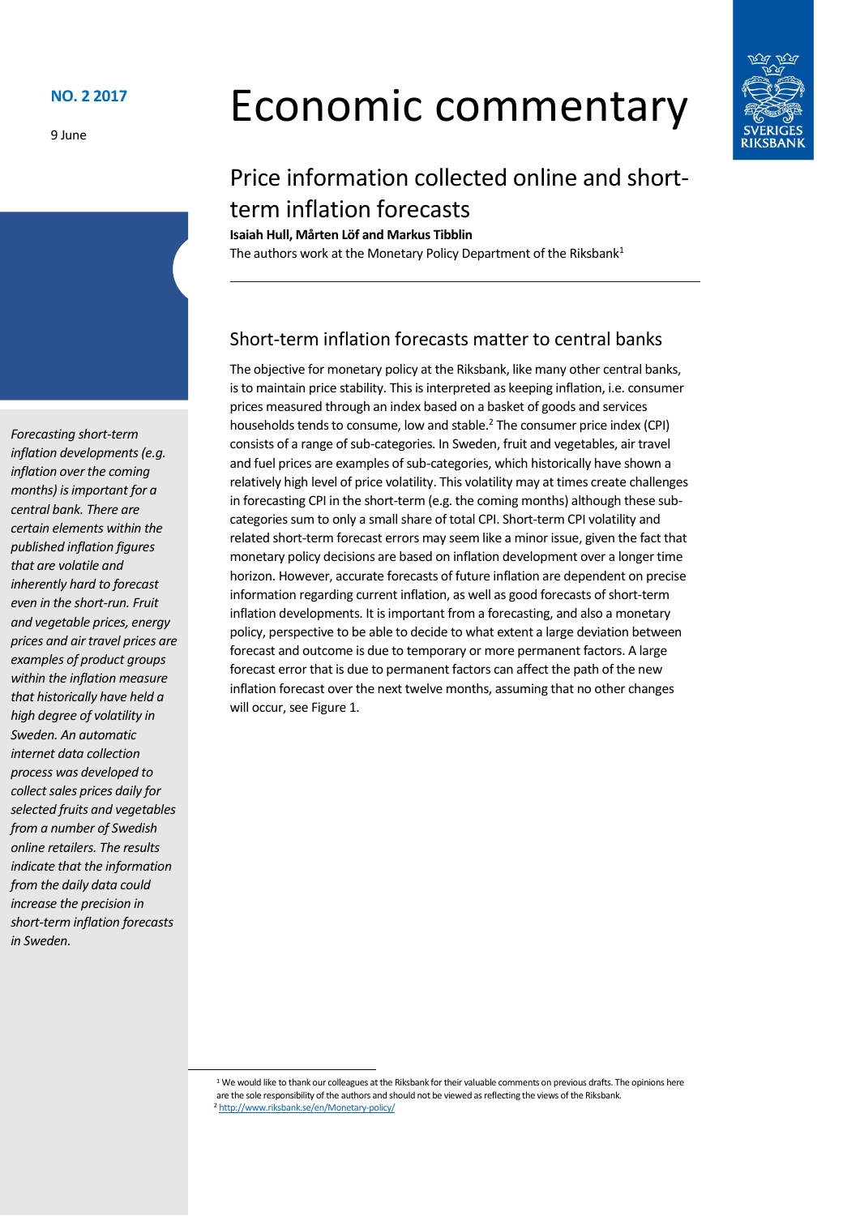**NO. 2 2017**

9 June

# Economic commentary

## Price information collected online and short-term inflation forecasts

**Isaiah Hull, Mårten Löf and Markus Tibblin**

The authors work at the Monetary Policy Department of the Riksbank[1]

*Forecasting short-term inflation developments (e.g. inflation over the coming months) is important for a central bank. There are certain elements within the published inflation figures that are volatile and inherently hard to forecast even in the short-run. Fruit and vegetable prices, energy prices and air travel prices are examples of product groups within the inflation measure that historically have held a high degree of volatility in Sweden. An automatic internet data collection process was developed to collect sales prices daily for selected fruits and vegetables from a number of Swedish online retailers. The results indicate that the information from the daily data could increase the precision in short-term inflation forecasts in Sweden.*

### Short-term inflation forecasts matter to central banks

The objective for monetary policy at the Riksbank, like many other central banks, is to maintain price stability. This is interpreted as keeping inflation, i.e. consumer prices measured through an index based on a basket of goods and services households tends to consume, low and stable.[2] The consumer price index (CPI) consists of a range of sub-categories. In Sweden, fruit and vegetables, air travel and fuel prices are examples of sub-categories, which historically have shown a relatively high level of price volatility. This volatility may at times create challenges in forecasting CPI in the short-term (e.g. the coming months) although these sub-categories sum to only a small share of total CPI. Short-term CPI volatility and related short-term forecast errors may seem like a minor issue, given the fact that monetary policy decisions are based on inflation development over a longer time horizon. However, accurate forecasts of future inflation are dependent on precise information regarding current inflation, as well as good forecasts of short-term inflation developments. It is important from a forecasting, and also a monetary policy, perspective to be able to decide to what extent a large deviation between forecast and outcome is due to temporary or more permanent factors. A large forecast error that is due to permanent factors can affect the path of the new inflation forecast over the next twelve months, assuming that no other changes will occur, see Figure 1.

---

[1] We would like to thank our colleagues at the Riksbank for their valuable comments on previous drafts. The opinions here are the sole responsibility of the authors and should not be viewed as reflecting the views of the Riksbank.

[2] http://www.riksbank.se/en/Monetary-policy/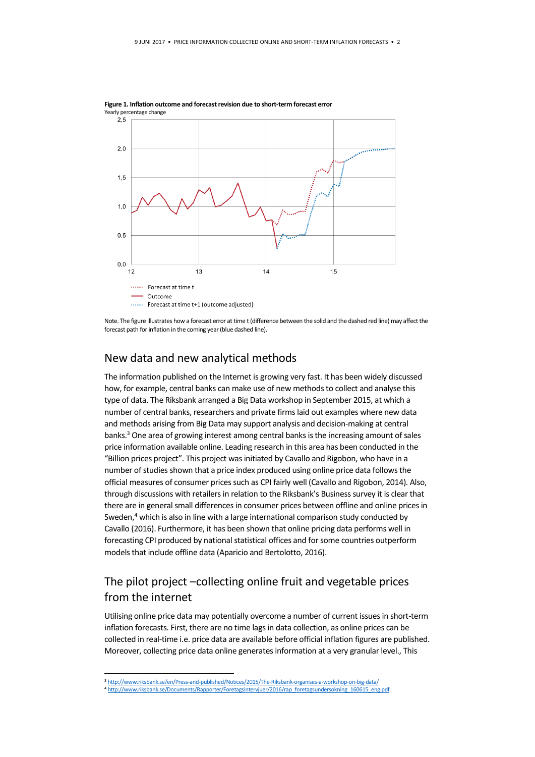**Figure 1. Inflation outcome and forecast revision due to short-term forecast error**
Yearly percentage change

Note. The figure illustrates how a forecast error at time t (difference between the solid and the dashed red line) may affect the forecast path for inflation in the coming year (blue dashed line).

## New data and new analytical methods

The information published on the Internet is growing very fast. It has been widely discussed how, for example, central banks can make use of new methods to collect and analyse this type of data. The Riksbank arranged a Big Data workshop in September 2015, at which a number of central banks, researchers and private firms laid out examples where new data and methods arising from Big Data may support analysis and decision-making at central banks.[3] One area of growing interest among central banks is the increasing amount of sales price information available online. Leading research in this area has been conducted in the "Billion prices project". This project was initiated by Cavallo and Rigobon, who have in a number of studies shown that a price index produced using online price data follows the official measures of consumer prices such as CPI fairly well (Cavallo and Rigobon, 2014). Also, through discussions with retailers in relation to the Riksbank's Business survey it is clear that there are in general small differences in consumer prices between offline and online prices in Sweden,[4] which is also in line with a large international comparison study conducted by Cavallo (2016). Furthermore, it has been shown that online pricing data performs well in forecasting CPI produced by national statistical offices and for some countries outperform models that include offline data (Aparicio and Bertolotto, 2016).

## The pilot project –collecting online fruit and vegetable prices from the internet

Utilising online price data may potentially overcome a number of current issues in short-term inflation forecasts. First, there are no time lags in data collection, as online prices can be collected in real-time i.e. price data are available before official inflation figures are published. Moreover, collecting price data online generates information at a very granular level., This

[3] http://www.riksbank.se/en/Press-and-published/Notices/2015/The-Riksbank-organises-a-workshop-on-big-data/
[4] http://www.riksbank.se/Documents/Rapporter/Foretagsintervjuer/2016/rap_foretagsundersokning_160615_eng.pdf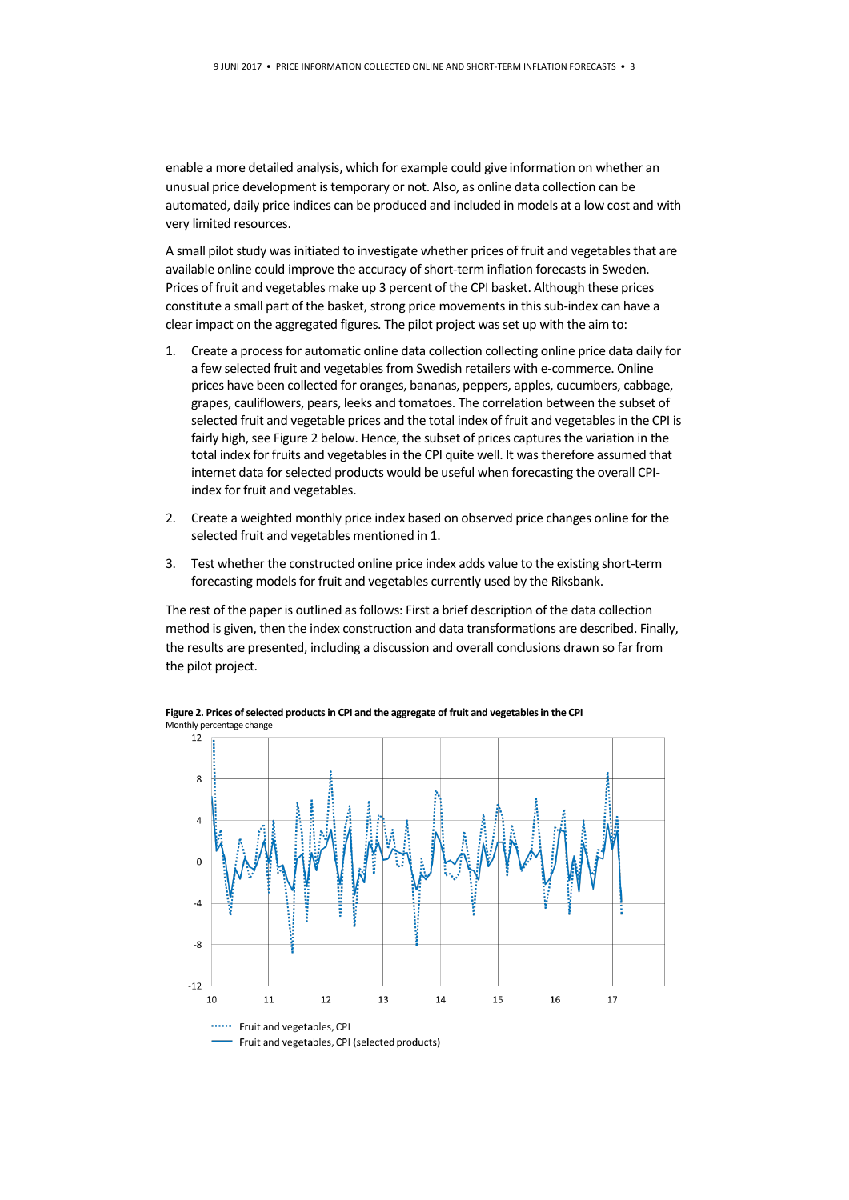enable a more detailed analysis, which for example could give information on whether an unusual price development is temporary or not. Also, as online data collection can be automated, daily price indices can be produced and included in models at a low cost and with very limited resources.

A small pilot study was initiated to investigate whether prices of fruit and vegetables that are available online could improve the accuracy of short-term inflation forecasts in Sweden. Prices of fruit and vegetables make up 3 percent of the CPI basket. Although these prices constitute a small part of the basket, strong price movements in this sub-index can have a clear impact on the aggregated figures. The pilot project was set up with the aim to:

1. Create a process for automatic online data collection collecting online price data daily for a few selected fruit and vegetables from Swedish retailers with e-commerce. Online prices have been collected for oranges, bananas, peppers, apples, cucumbers, cabbage, grapes, cauliflowers, pears, leeks and tomatoes. The correlation between the subset of selected fruit and vegetable prices and the total index of fruit and vegetables in the CPI is fairly high, see Figure 2 below. Hence, the subset of prices captures the variation in the total index for fruits and vegetables in the CPI quite well. It was therefore assumed that internet data for selected products would be useful when forecasting the overall CPI-index for fruit and vegetables.

2. Create a weighted monthly price index based on observed price changes online for the selected fruit and vegetables mentioned in 1.

3. Test whether the constructed online price index adds value to the existing short-term forecasting models for fruit and vegetables currently used by the Riksbank.

The rest of the paper is outlined as follows: First a brief description of the data collection method is given, then the index construction and data transformations are described. Finally, the results are presented, including a discussion and overall conclusions drawn so far from the pilot project.

**Figure 2. Prices of selected products in CPI and the aggregate of fruit and vegetables in the CPI**
Monthly percentage change

Fruit and vegetables, CPI
Fruit and vegetables, CPI (selected products)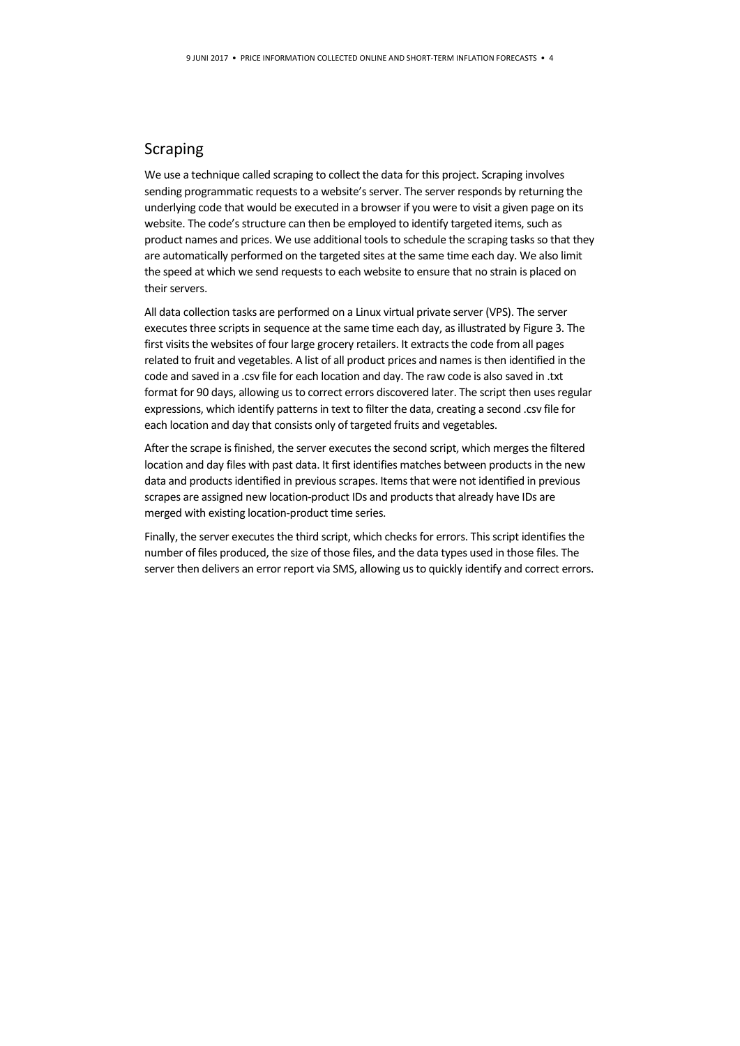## Scraping

We use a technique called scraping to collect the data for this project. Scraping involves sending programmatic requests to a website's server. The server responds by returning the underlying code that would be executed in a browser if you were to visit a given page on its website. The code's structure can then be employed to identify targeted items, such as product names and prices. We use additional tools to schedule the scraping tasks so that they are automatically performed on the targeted sites at the same time each day. We also limit the speed at which we send requests to each website to ensure that no strain is placed on their servers.

All data collection tasks are performed on a Linux virtual private server (VPS). The server executes three scripts in sequence at the same time each day, as illustrated by Figure 3. The first visits the websites of four large grocery retailers. It extracts the code from all pages related to fruit and vegetables. A list of all product prices and names is then identified in the code and saved in a .csv file for each location and day. The raw code is also saved in .txt format for 90 days, allowing us to correct errors discovered later. The script then uses regular expressions, which identify patterns in text to filter the data, creating a second .csv file for each location and day that consists only of targeted fruits and vegetables.

After the scrape is finished, the server executes the second script, which merges the filtered location and day files with past data. It first identifies matches between products in the new data and products identified in previous scrapes. Items that were not identified in previous scrapes are assigned new location-product IDs and products that already have IDs are merged with existing location-product time series.

Finally, the server executes the third script, which checks for errors. This script identifies the number of files produced, the size of those files, and the data types used in those files. The server then delivers an error report via SMS, allowing us to quickly identify and correct errors.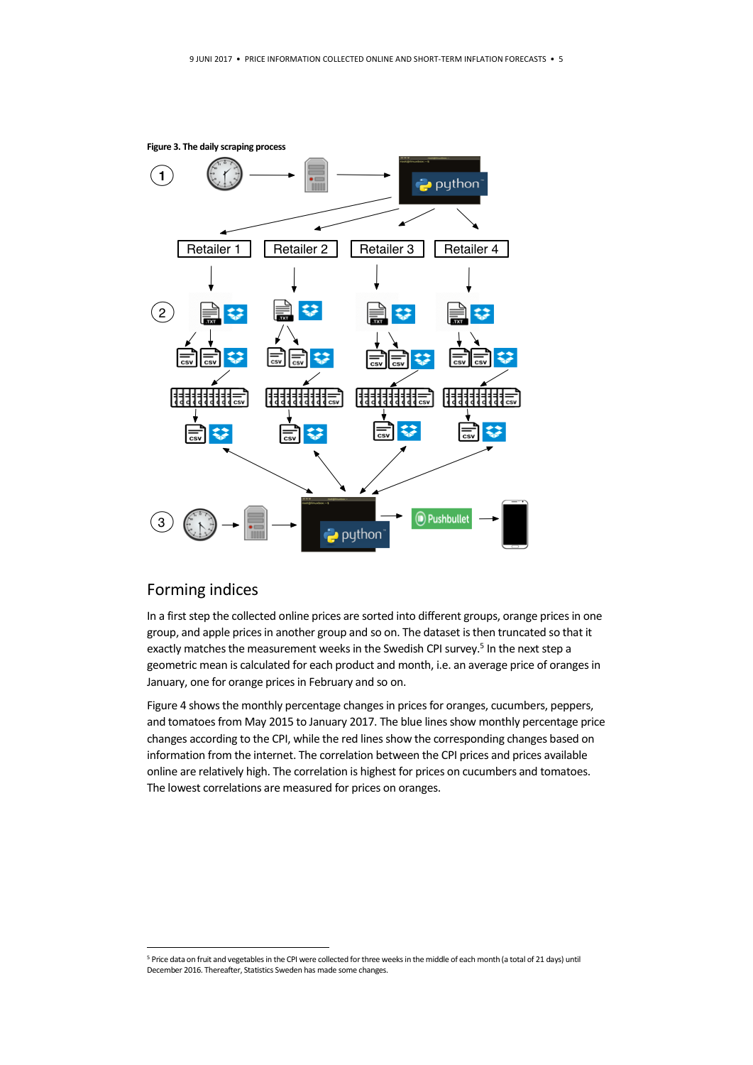**Figure 3. The daily scraping process**

## Forming indices

In a first step the collected online prices are sorted into different groups, orange prices in one group, and apple prices in another group and so on. The dataset is then truncated so that it exactly matches the measurement weeks in the Swedish CPI survey.[5] In the next step a geometric mean is calculated for each product and month, i.e. an average price of oranges in January, one for orange prices in February and so on.

Figure 4 shows the monthly percentage changes in prices for oranges, cucumbers, peppers, and tomatoes from May 2015 to January 2017. The blue lines show monthly percentage price changes according to the CPI, while the red lines show the corresponding changes based on information from the internet. The correlation between the CPI prices and prices available online are relatively high. The correlation is highest for prices on cucumbers and tomatoes. The lowest correlations are measured for prices on oranges.

[5] Price data on fruit and vegetables in the CPI were collected for three weeks in the middle of each month (a total of 21 days) until December 2016. Thereafter, Statistics Sweden has made some changes.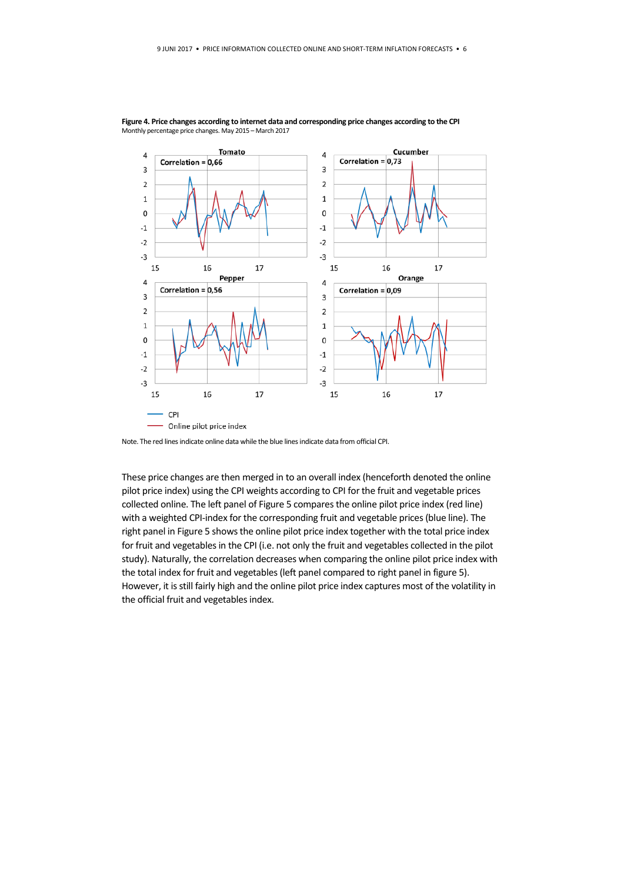**Figure 4. Price changes according to internet data and corresponding price changes according to the CPI**
Monthly percentage price changes. May 2015 – March 2017

Note. The red lines indicate online data while the blue lines indicate data from official CPI.

These price changes are then merged in to an overall index (henceforth denoted the online pilot price index) using the CPI weights according to CPI for the fruit and vegetable prices collected online. The left panel of Figure 5 compares the online pilot price index (red line) with a weighted CPI-index for the corresponding fruit and vegetable prices (blue line). The right panel in Figure 5 shows the online pilot price index together with the total price index for fruit and vegetables in the CPI (i.e. not only the fruit and vegetables collected in the pilot study). Naturally, the correlation decreases when comparing the online pilot price index with the total index for fruit and vegetables (left panel compared to right panel in figure 5). However, it is still fairly high and the online pilot price index captures most of the volatility in the official fruit and vegetables index.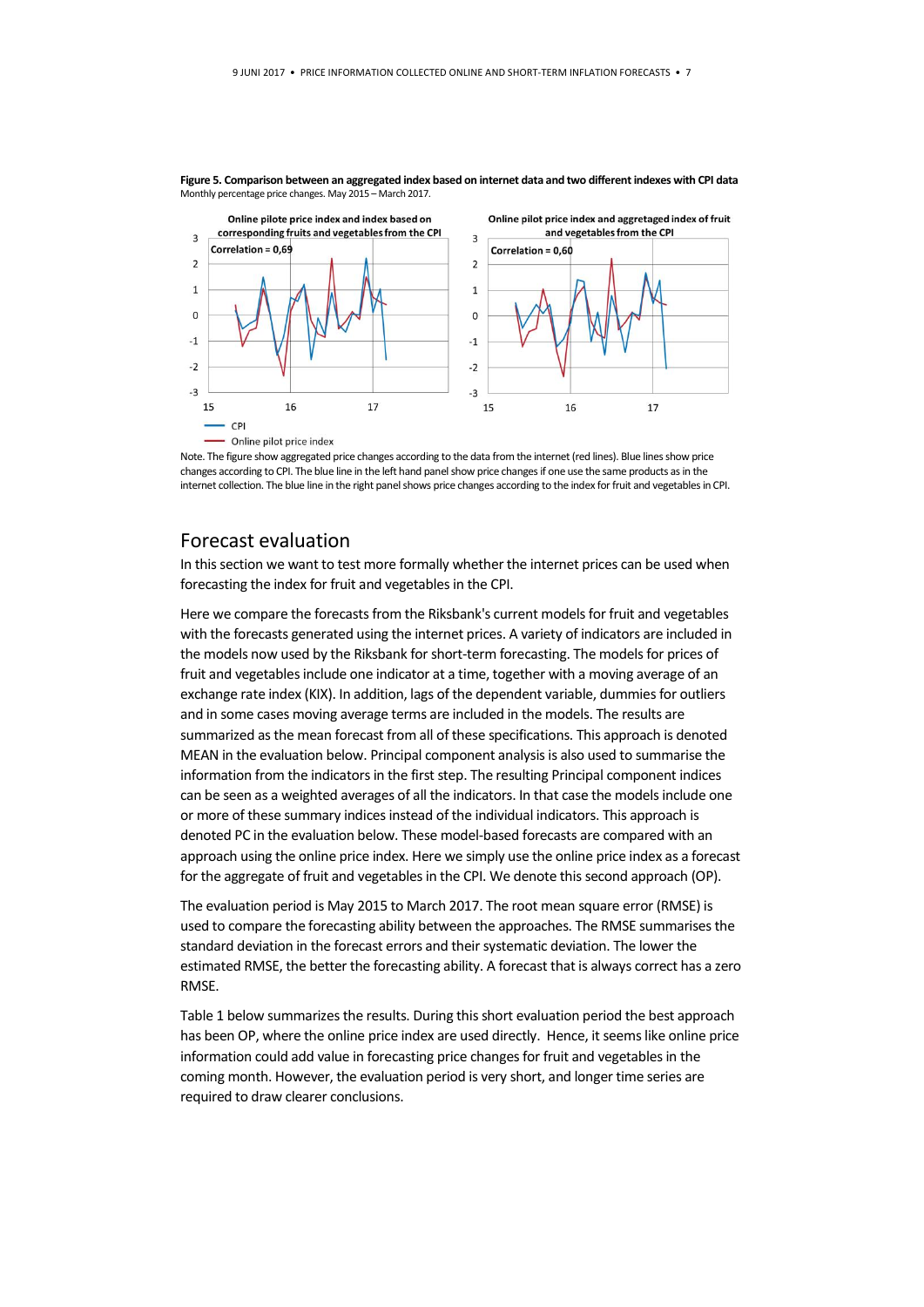**Figure 5. Comparison between an aggregated index based on internet data and two different indexes with CPI data**
Monthly percentage price changes. May 2015 – March 2017.

Note. The figure show aggregated price changes according to the data from the internet (red lines). Blue lines show price changes according to CPI. The blue line in the left hand panel show price changes if one use the same products as in the internet collection. The blue line in the right panel shows price changes according to the index for fruit and vegetables in CPI.

## Forecast evaluation

In this section we want to test more formally whether the internet prices can be used when forecasting the index for fruit and vegetables in the CPI.

Here we compare the forecasts from the Riksbank's current models for fruit and vegetables with the forecasts generated using the internet prices. A variety of indicators are included in the models now used by the Riksbank for short-term forecasting. The models for prices of fruit and vegetables include one indicator at a time, together with a moving average of an exchange rate index (KIX). In addition, lags of the dependent variable, dummies for outliers and in some cases moving average terms are included in the models. The results are summarized as the mean forecast from all of these specifications. This approach is denoted MEAN in the evaluation below. Principal component analysis is also used to summarise the information from the indicators in the first step. The resulting Principal component indices can be seen as a weighted averages of all the indicators. In that case the models include one or more of these summary indices instead of the individual indicators. This approach is denoted PC in the evaluation below. These model-based forecasts are compared with an approach using the online price index. Here we simply use the online price index as a forecast for the aggregate of fruit and vegetables in the CPI. We denote this second approach (OP).

The evaluation period is May 2015 to March 2017. The root mean square error (RMSE) is used to compare the forecasting ability between the approaches. The RMSE summarises the standard deviation in the forecast errors and their systematic deviation. The lower the estimated RMSE, the better the forecasting ability. A forecast that is always correct has a zero RMSE.

Table 1 below summarizes the results. During this short evaluation period the best approach has been OP, where the online price index are used directly. Hence, it seems like online price information could add value in forecasting price changes for fruit and vegetables in the coming month. However, the evaluation period is very short, and longer time series are required to draw clearer conclusions.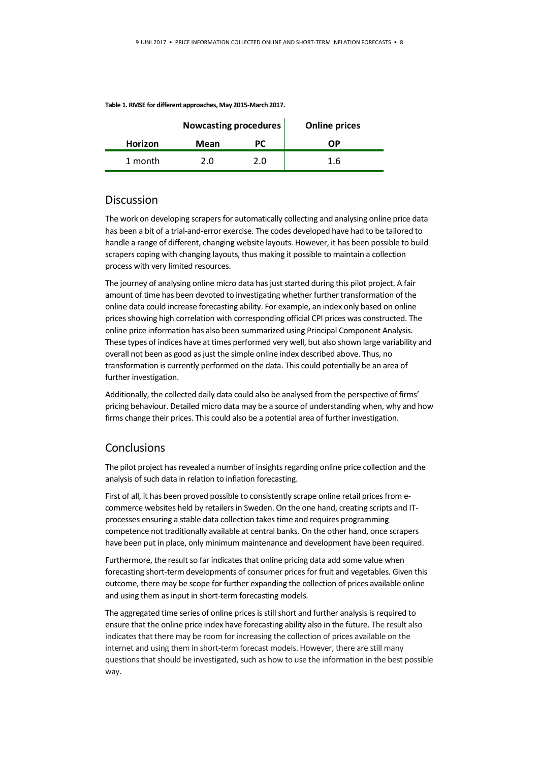**Table 1. RMSE for different approaches, May 2015-March 2017.**

| | Nowcasting procedures | | Online prices |
|---|---|---|---|
| **Horizon** | **Mean** | **PC** | **OP** |
| 1 month | 2.0 | 2.0 | 1.6 |

## Discussion

The work on developing scrapers for automatically collecting and analysing online price data has been a bit of a trial-and-error exercise. The codes developed have had to be tailored to handle a range of different, changing website layouts. However, it has been possible to build scrapers coping with changing layouts, thus making it possible to maintain a collection process with very limited resources.

The journey of analysing online micro data has just started during this pilot project. A fair amount of time has been devoted to investigating whether further transformation of the online data could increase forecasting ability. For example, an index only based on online prices showing high correlation with corresponding official CPI prices was constructed. The online price information has also been summarized using Principal Component Analysis. These types of indices have at times performed very well, but also shown large variability and overall not been as good as just the simple online index described above. Thus, no transformation is currently performed on the data. This could potentially be an area of further investigation.

Additionally, the collected daily data could also be analysed from the perspective of firms' pricing behaviour. Detailed micro data may be a source of understanding when, why and how firms change their prices. This could also be a potential area of further investigation.

## Conclusions

The pilot project has revealed a number of insights regarding online price collection and the analysis of such data in relation to inflation forecasting.

First of all, it has been proved possible to consistently scrape online retail prices from e-commerce websites held by retailers in Sweden. On the one hand, creating scripts and IT-processes ensuring a stable data collection takes time and requires programming competence not traditionally available at central banks. On the other hand, once scrapers have been put in place, only minimum maintenance and development have been required.

Furthermore, the result so far indicates that online pricing data add some value when forecasting short-term developments of consumer prices for fruit and vegetables. Given this outcome, there may be scope for further expanding the collection of prices available online and using them as input in short-term forecasting models.

The aggregated time series of online prices is still short and further analysis is required to ensure that the online price index have forecasting ability also in the future. The result also indicates that there may be room for increasing the collection of prices available on the internet and using them in short-term forecast models. However, there are still many questions that should be investigated, such as how to use the information in the best possible way.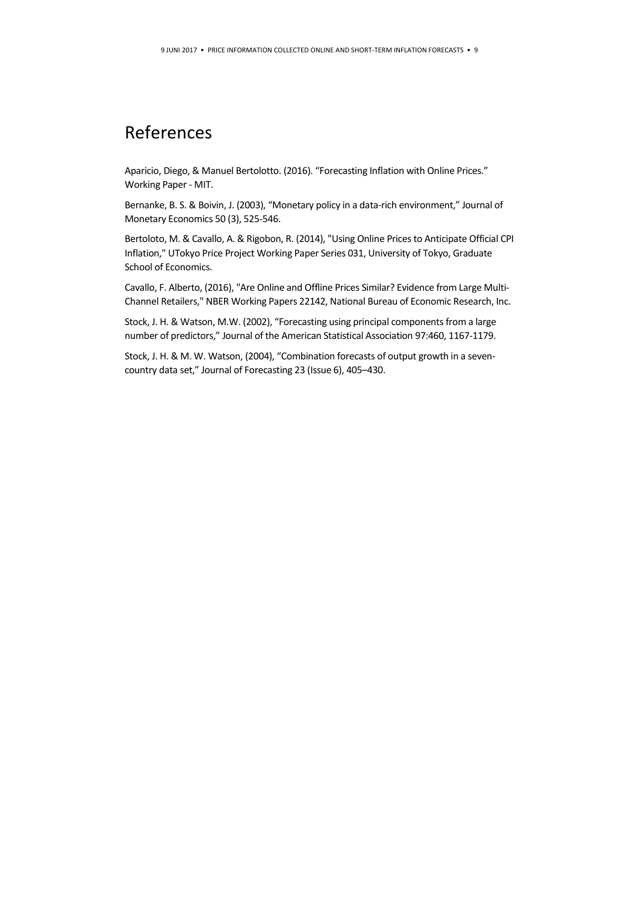# References

Aparicio, Diego, & Manuel Bertolotto. (2016). “Forecasting Inflation with Online Prices.” Working Paper - MIT.

Bernanke, B. S. & Boivin, J. (2003), “Monetary policy in a data-rich environment,” Journal of Monetary Economics 50 (3), 525-546.

Bertoloto, M. & Cavallo, A. & Rigobon, R. (2014), "Using Online Prices to Anticipate Official CPI Inflation," UTokyo Price Project Working Paper Series 031, University of Tokyo, Graduate School of Economics.

Cavallo, F. Alberto, (2016), "Are Online and Offline Prices Similar? Evidence from Large Multi-Channel Retailers," NBER Working Papers 22142, National Bureau of Economic Research, Inc.

Stock, J. H. & Watson, M.W. (2002), “Forecasting using principal components from a large number of predictors,” Journal of the American Statistical Association 97:460, 1167-1179.

Stock, J. H. & M. W. Watson, (2004), “Combination forecasts of output growth in a seven-country data set,” Journal of Forecasting 23 (Issue 6), 405–430.